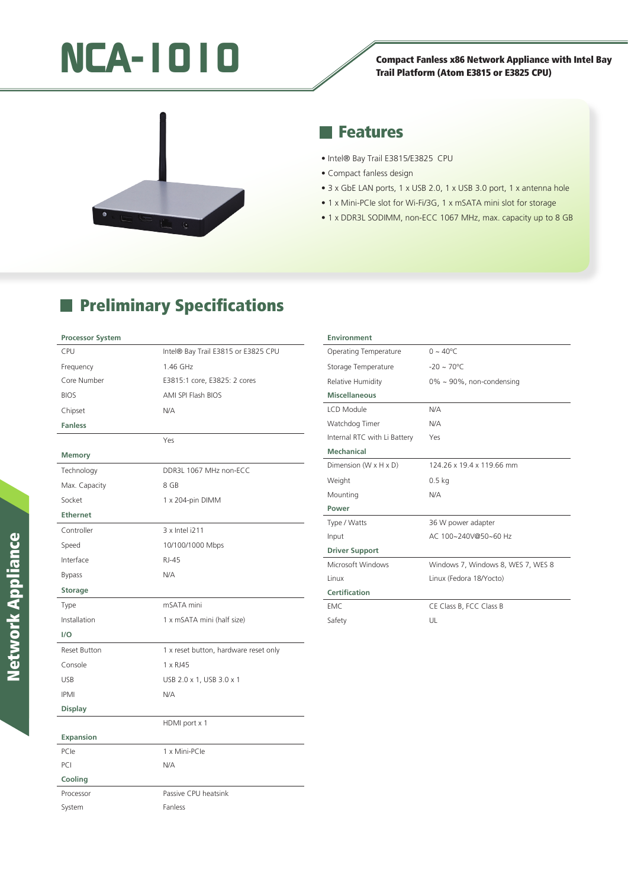# NCA-1010

**Compact Fanless x86 Network Appliance with Intel Bay Trail Platform (Atom E3815 or E3825 CPU)**

## Features

- Intel® Bay Trail E3815/E3825 CPU
- Compact fanless design
- 3 x GbE LAN ports, 1 x USB 2.0, 1 x USB 3.0 port, 1 x antenna hole
- 1 x Mini-PCIe slot for Wi-Fi/3G, 1 x mSATA mini slot for storage
- 1 x DDR3L SODIMM, non-ECC 1067 MHz, max. capacity up to 8 GB

## Preliminary Specifications

| **Processor System** | |
|---|---|
| CPU | Intel® Bay Trail E3815 or E3825 CPU |
| Frequency | 1.46 GHz |
| Core Number | E3815:1 core, E3825: 2 cores |
| BIOS | AMI SPI Flash BIOS |
| Chipset | N/A |
| **Fanless** | |
| | Yes |
| **Memory** | |
| Technology | DDR3L 1067 MHz non-ECC |
| Max. Capacity | 8 GB |
| Socket | 1 x 204-pin DIMM |
| **Ethernet** | |
| Controller | 3 x Intel i211 |
| Speed | 10/100/1000 Mbps |
| Interface | RJ-45 |
| Bypass | N/A |
| **Storage** | |
| Type | mSATA mini |
| Installation | 1 x mSATA mini (half size) |
| **I/O** | |
| Reset Button | 1 x reset button, hardware reset only |
| Console | 1 x RJ45 |
| USB | USB 2.0 x 1, USB 3.0 x 1 |
| IPMI | N/A |
| **Display** | |
| | HDMI port x 1 |
| **Expansion** | |
| PCIe | 1 x Mini-PCIe |
| PCI | N/A |
| **Cooling** | |
| Processor | Passive CPU heatsink |
| System | Fanless |

| **Environment** | |
|---|---|
| Operating Temperature | 0 ~ 40°C |
| Storage Temperature | -20 ~ 70°C |
| Relative Humidity | 0% ~ 90%, non-condensing |
| **Miscellaneous** | |
| LCD Module | N/A |
| Watchdog Timer | N/A |
| Internal RTC with Li Battery | Yes |
| **Mechanical** | |
| Dimension (W x H x D) | 124.26 x 19.4 x 119.66 mm |
| Weight | 0.5 kg |
| Mounting | N/A |
| **Power** | |
| Type / Watts | 36 W power adapter |
| Input | AC 100~240V@50~60 Hz |
| **Driver Support** | |
| Microsoft Windows | Windows 7, Windows 8, WES 7, WES 8 |
| Linux | Linux (Fedora 18/Yocto) |
| **Certification** | |
| EMC | CE Class B, FCC Class B |
| Safety | UL |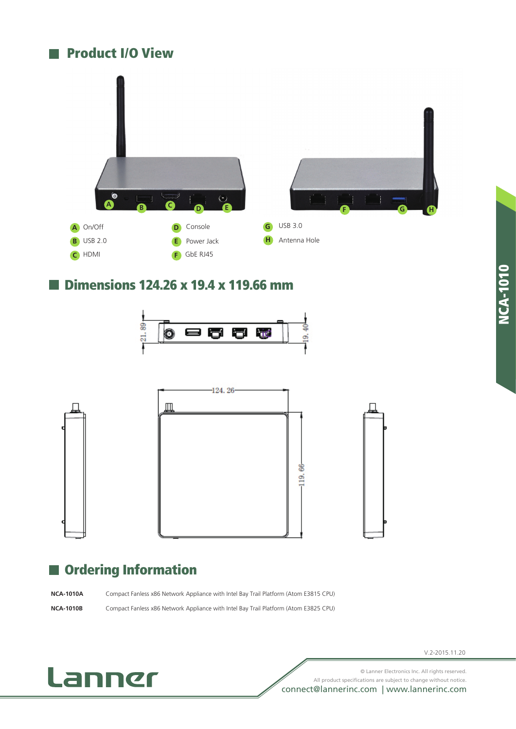## Product I/O View

A On/Off

B USB 2.0

C HDMI

D Console

E Power Jack

F GbE RJ45

G USB 3.0

H Antenna Hole

## Dimensions 124.26 x 19.4 x 119.66 mm

21.89

19.40

124.26

119.66

## Ordering Information

| | |
|---|---|
| **NCA-1010A** | Compact Fanless x86 Network Appliance with Intel Bay Trail Platform (Atom E3815 CPU) |
| **NCA-1010B** | Compact Fanless x86 Network Appliance with Intel Bay Trail Platform (Atom E3825 CPU) |

V.2-2015.11.20

© Lanner Electronics Inc. All rights reserved.
All product specifications are subject to change without notice.
connect@lannerinc.com | www.lannerinc.com